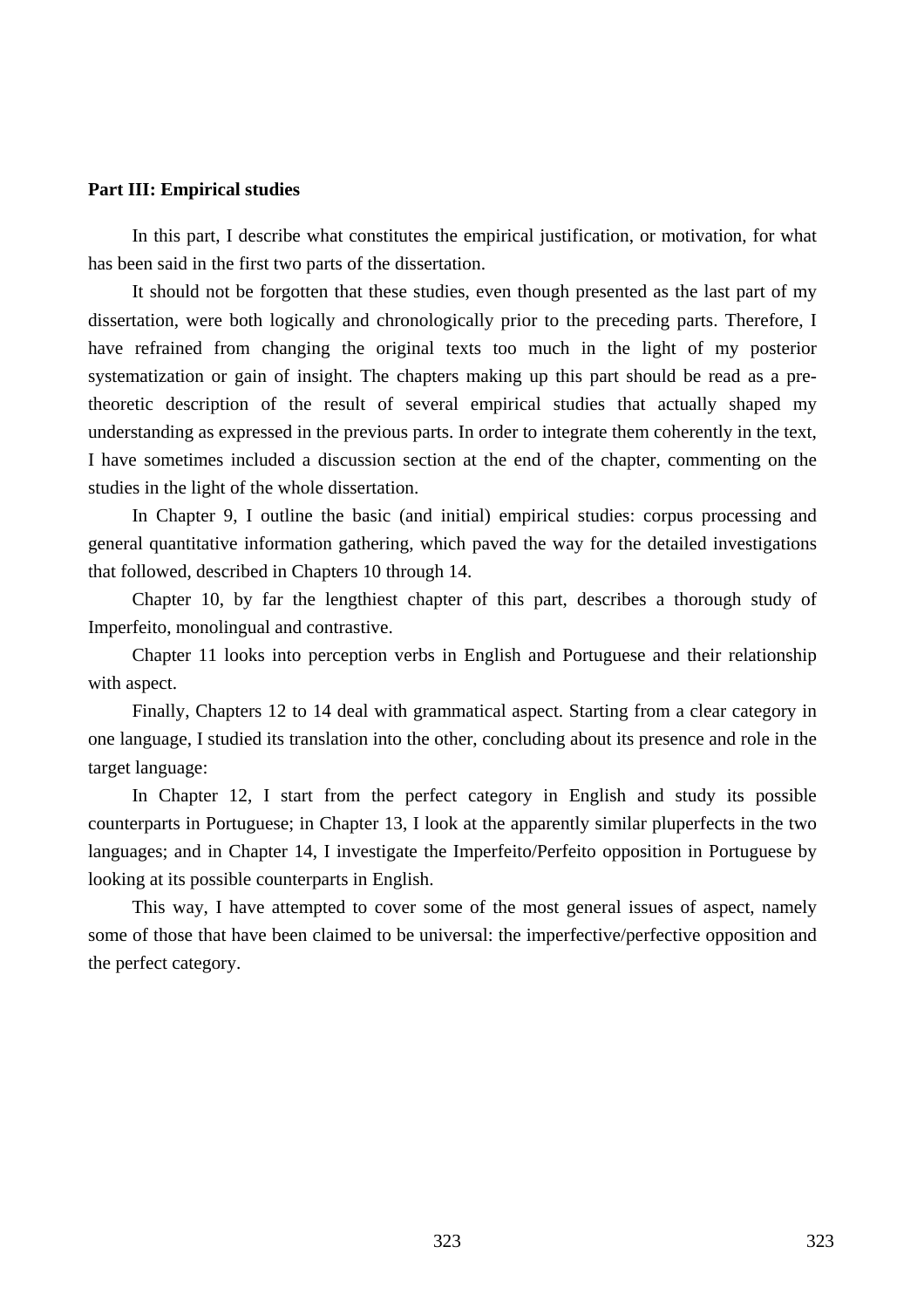## Part III: Empirical studies

In this part, I describe what constitutes the empirical justification, or motivation, for what has been said in the first two parts of the dissertation.

It should not be forgotten that these studies, even though presented as the last part of my dissertation, were both logically and chronologically prior to the preceding parts. Therefore, I have refrained from changing the original texts too much in the light of my posterior systematization or gain of insight. The chapters making up this part should be read as a pre-theoretic description of the result of several empirical studies that actually shaped my understanding as expressed in the previous parts. In order to integrate them coherently in the text, I have sometimes included a discussion section at the end of the chapter, commenting on the studies in the light of the whole dissertation.

In Chapter 9, I outline the basic (and initial) empirical studies: corpus processing and general quantitative information gathering, which paved the way for the detailed investigations that followed, described in Chapters 10 through 14.

Chapter 10, by far the lengthiest chapter of this part, describes a thorough study of Imperfeito, monolingual and contrastive.

Chapter 11 looks into perception verbs in English and Portuguese and their relationship with aspect.

Finally, Chapters 12 to 14 deal with grammatical aspect. Starting from a clear category in one language, I studied its translation into the other, concluding about its presence and role in the target language:

In Chapter 12, I start from the perfect category in English and study its possible counterparts in Portuguese; in Chapter 13, I look at the apparently similar pluperfects in the two languages; and in Chapter 14, I investigate the Imperfeito/Perfeito opposition in Portuguese by looking at its possible counterparts in English.

This way, I have attempted to cover some of the most general issues of aspect, namely some of those that have been claimed to be universal: the imperfective/perfective opposition and the perfect category.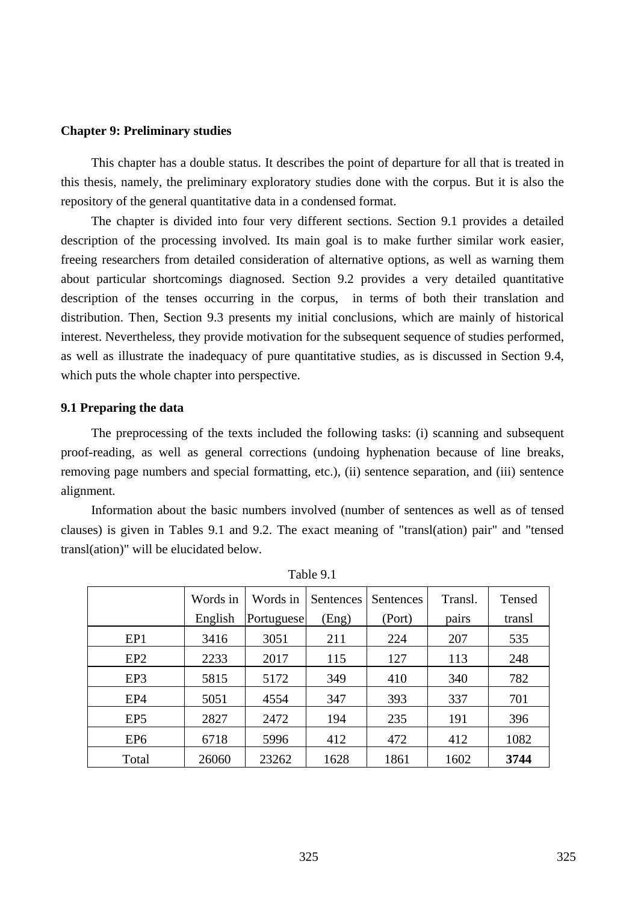## Chapter 9: Preliminary studies

This chapter has a double status. It describes the point of departure for all that is treated in this thesis, namely, the preliminary exploratory studies done with the corpus. But it is also the repository of the general quantitative data in a condensed format.

The chapter is divided into four very different sections. Section 9.1 provides a detailed description of the processing involved. Its main goal is to make further similar work easier, freeing researchers from detailed consideration of alternative options, as well as warning them about particular shortcomings diagnosed. Section 9.2 provides a very detailed quantitative description of the tenses occurring in the corpus, in terms of both their translation and distribution. Then, Section 9.3 presents my initial conclusions, which are mainly of historical interest. Nevertheless, they provide motivation for the subsequent sequence of studies performed, as well as illustrate the inadequacy of pure quantitative studies, as is discussed in Section 9.4, which puts the whole chapter into perspective.

### 9.1 Preparing the data

The preprocessing of the texts included the following tasks: (i) scanning and subsequent proof-reading, as well as general corrections (undoing hyphenation because of line breaks, removing page numbers and special formatting, etc.), (ii) sentence separation, and (iii) sentence alignment.

Information about the basic numbers involved (number of sentences as well as of tensed clauses) is given in Tables 9.1 and 9.2. The exact meaning of "transl(ation) pair" and "tensed transl(ation)" will be elucidated below.

Table 9.1

| | Words in English | Words in Portuguese | Sentences (Eng) | Sentences (Port) | Transl. pairs | Tensed transl |
|---|---|---|---|---|---|---|
| EP1 | 3416 | 3051 | 211 | 224 | 207 | 535 |
| EP2 | 2233 | 2017 | 115 | 127 | 113 | 248 |
| EP3 | 5815 | 5172 | 349 | 410 | 340 | 782 |
| EP4 | 5051 | 4554 | 347 | 393 | 337 | 701 |
| EP5 | 2827 | 2472 | 194 | 235 | 191 | 396 |
| EP6 | 6718 | 5996 | 412 | 472 | 412 | 1082 |
| Total | 26060 | 23262 | 1628 | 1861 | 1602 | **3744** |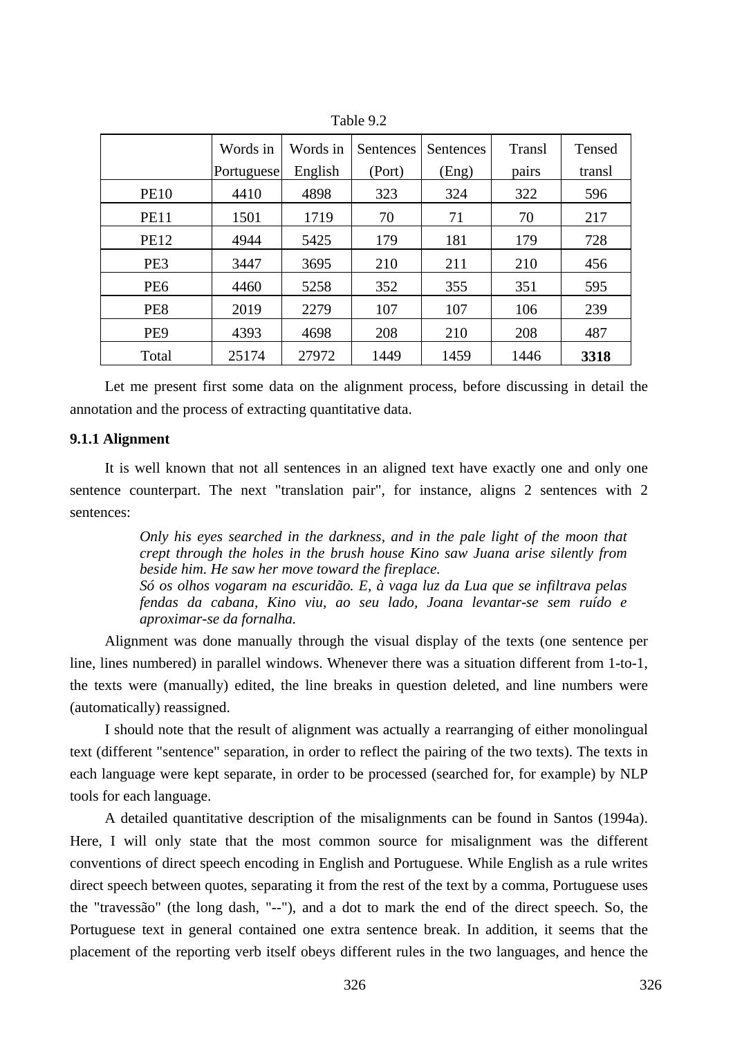Table 9.2

| | Words in Portuguese | Words in English | Sentences (Port) | Sentences (Eng) | Transl pairs | Tensed transl |
|---|---|---|---|---|---|---|
| PE10 | 4410 | 4898 | 323 | 324 | 322 | 596 |
| PE11 | 1501 | 1719 | 70 | 71 | 70 | 217 |
| PE12 | 4944 | 5425 | 179 | 181 | 179 | 728 |
| PE3 | 3447 | 3695 | 210 | 211 | 210 | 456 |
| PE6 | 4460 | 5258 | 352 | 355 | 351 | 595 |
| PE8 | 2019 | 2279 | 107 | 107 | 106 | 239 |
| PE9 | 4393 | 4698 | 208 | 210 | 208 | 487 |
| Total | 25174 | 27972 | 1449 | 1459 | 1446 | **3318** |

Let me present first some data on the alignment process, before discussing in detail the annotation and the process of extracting quantitative data.

### 9.1.1 Alignment

It is well known that not all sentences in an aligned text have exactly one and only one sentence counterpart. The next "translation pair", for instance, aligns 2 sentences with 2 sentences:

> *Only his eyes searched in the darkness, and in the pale light of the moon that crept through the holes in the brush house Kino saw Juana arise silently from beside him. He saw her move toward the fireplace.*
> *Só os olhos vogaram na escuridão. E, à vaga luz da Lua que se infiltrava pelas fendas da cabana, Kino viu, ao seu lado, Joana levantar-se sem ruído e aproximar-se da fornalha.*

Alignment was done manually through the visual display of the texts (one sentence per line, lines numbered) in parallel windows. Whenever there was a situation different from 1-to-1, the texts were (manually) edited, the line breaks in question deleted, and line numbers were (automatically) reassigned.

I should note that the result of alignment was actually a rearranging of either monolingual text (different "sentence" separation, in order to reflect the pairing of the two texts). The texts in each language were kept separate, in order to be processed (searched for, for example) by NLP tools for each language.

A detailed quantitative description of the misalignments can be found in Santos (1994a). Here, I will only state that the most common source for misalignment was the different conventions of direct speech encoding in English and Portuguese. While English as a rule writes direct speech between quotes, separating it from the rest of the text by a comma, Portuguese uses the "travessão" (the long dash, "--"), and a dot to mark the end of the direct speech. So, the Portuguese text in general contained one extra sentence break. In addition, it seems that the placement of the reporting verb itself obeys different rules in the two languages, and hence the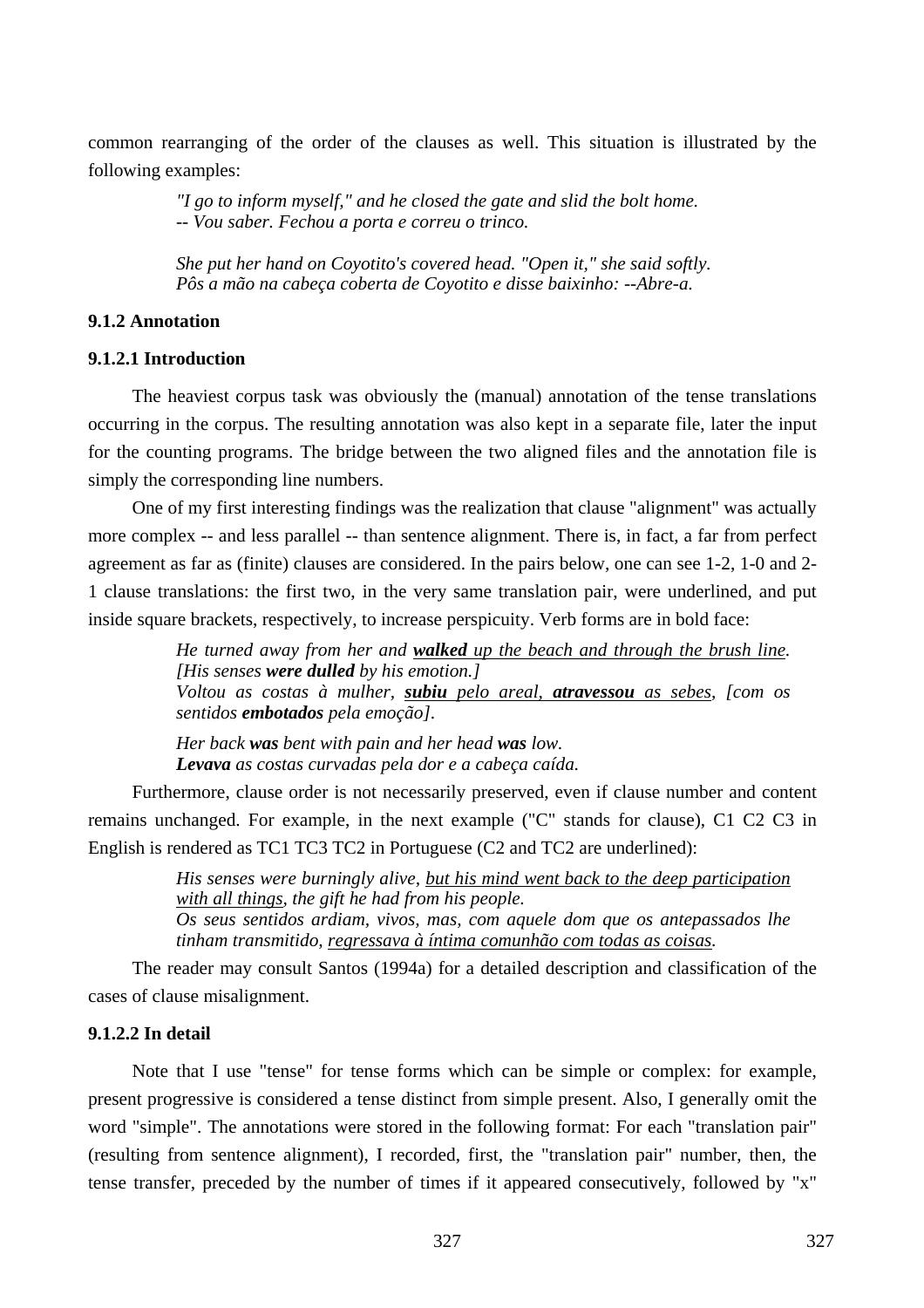common rearranging of the order of the clauses as well. This situation is illustrated by the following examples:

> *"I go to inform myself," and he closed the gate and slid the bolt home.*
> *-- Vou saber. Fechou a porta e correu o trinco.*

> *She put her hand on Coyotito's covered head. "Open it," she said softly.*
> *Pôs a mão na cabeça coberta de Coyotito e disse baixinho: --Abre-a.*

### 9.1.2 Annotation

#### 9.1.2.1 Introduction

The heaviest corpus task was obviously the (manual) annotation of the tense translations occurring in the corpus. The resulting annotation was also kept in a separate file, later the input for the counting programs. The bridge between the two aligned files and the annotation file is simply the corresponding line numbers.

One of my first interesting findings was the realization that clause "alignment" was actually more complex -- and less parallel -- than sentence alignment. There is, in fact, a far from perfect agreement as far as (finite) clauses are considered. In the pairs below, one can see 1-2, 1-0 and 2-1 clause translations: the first two, in the very same translation pair, were underlined, and put inside square brackets, respectively, to increase perspicuity. Verb forms are in bold face:

> *He turned away from her and <u>**walked** up the beach and through the brush line</u>. [His senses **were dulled** by his emotion.]*
> *Voltou as costas à mulher, <u>**subiu** pelo areal</u>, <u>**atravessou** as sebes</u>, [com os sentidos **embotados** pela emoção].*

> *Her back **was** bent with pain and her head **was** low.*
> ***Levava** as costas curvadas pela dor e a cabeça caída.*

Furthermore, clause order is not necessarily preserved, even if clause number and content remains unchanged. For example, in the next example ("C" stands for clause), C1 C2 C3 in English is rendered as TC1 TC3 TC2 in Portuguese (C2 and TC2 are underlined):

> *His senses were burningly alive, <u>but his mind went back to the deep participation with all things</u>, the gift he had from his people.*
> *Os seus sentidos ardiam, vivos, mas, com aquele dom que os antepassados lhe tinham transmitido, <u>regressava à íntima comunhão com todas as coisas</u>.*

The reader may consult Santos (1994a) for a detailed description and classification of the cases of clause misalignment.

#### 9.1.2.2 In detail

Note that I use "tense" for tense forms which can be simple or complex: for example, present progressive is considered a tense distinct from simple present. Also, I generally omit the word "simple". The annotations were stored in the following format: For each "translation pair" (resulting from sentence alignment), I recorded, first, the "translation pair" number, then, the tense transfer, preceded by the number of times if it appeared consecutively, followed by "x"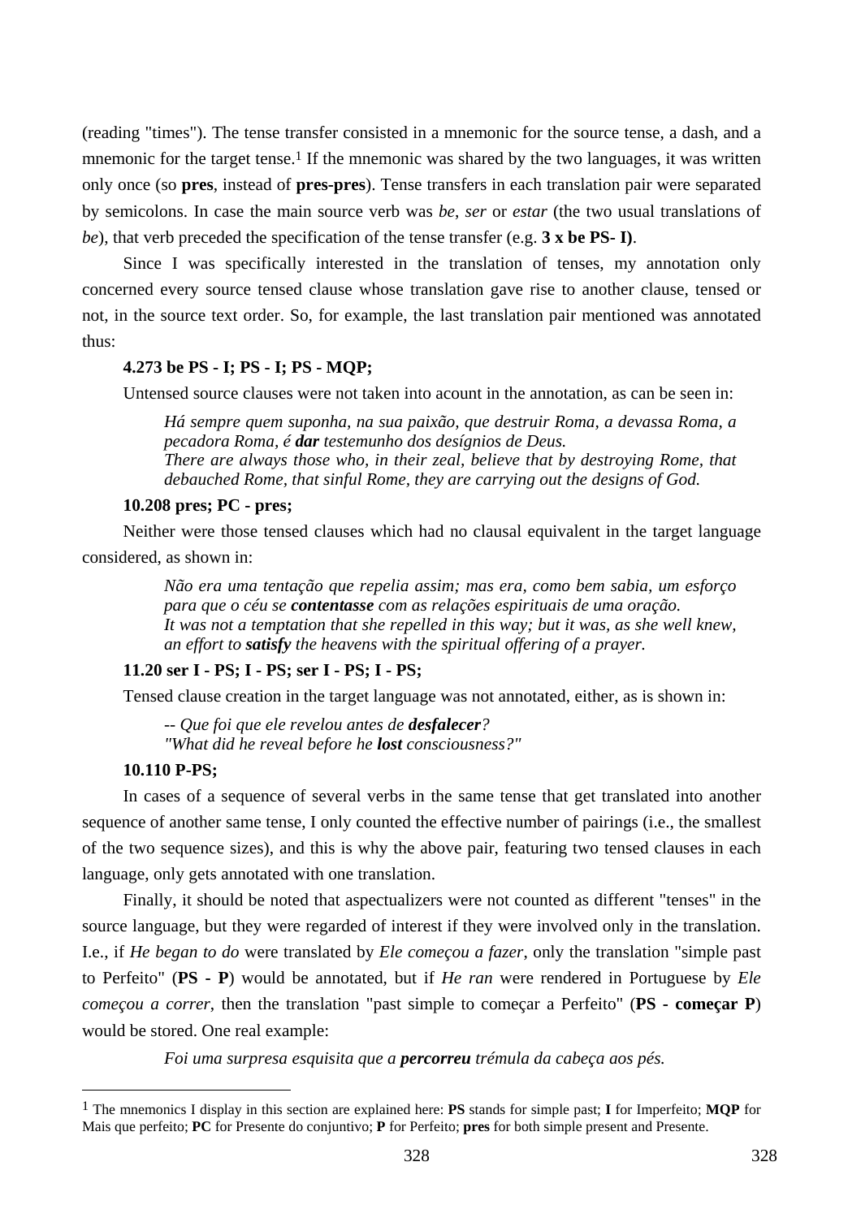(reading "times"). The tense transfer consisted in a mnemonic for the source tense, a dash, and a mnemonic for the target tense.[1] If the mnemonic was shared by the two languages, it was written only once (so **pres**, instead of **pres-pres**). Tense transfers in each translation pair were separated by semicolons. In case the main source verb was *be*, *ser* or *estar* (the two usual translations of *be*), that verb preceded the specification of the tense transfer (e.g. **3 x be PS- I)**.

Since I was specifically interested in the translation of tenses, my annotation only concerned every source tensed clause whose translation gave rise to another clause, tensed or not, in the source text order. So, for example, the last translation pair mentioned was annotated thus:

**4.273 be PS - I; PS - I; PS - MQP;**

Untensed source clauses were not taken into acount in the annotation, as can be seen in:

> *Há sempre quem suponha, na sua paixão, que destruir Roma, a devassa Roma, a pecadora Roma, é **dar** testemunho dos desígnios de Deus.*
> *There are always those who, in their zeal, believe that by destroying Rome, that debauched Rome, that sinful Rome, they are carrying out the designs of God.*

**10.208 pres; PC - pres;**

Neither were those tensed clauses which had no clausal equivalent in the target language considered, as shown in:

> *Não era uma tentação que repelia assim; mas era, como bem sabia, um esforço para que o céu se **contentasse** com as relações espirituais de uma oração.*
> *It was not a temptation that she repelled in this way; but it was, as she well knew, an effort to **satisfy** the heavens with the spiritual offering of a prayer.*

**11.20 ser I - PS; I - PS; ser I - PS; I - PS;**

Tensed clause creation in the target language was not annotated, either, as is shown in:

> -- *Que foi que ele revelou antes de **desfalecer**?*
> *"What did he reveal before he **lost** consciousness?"*

**10.110 P-PS;**

In cases of a sequence of several verbs in the same tense that get translated into another sequence of another same tense, I only counted the effective number of pairings (i.e., the smallest of the two sequence sizes), and this is why the above pair, featuring two tensed clauses in each language, only gets annotated with one translation.

Finally, it should be noted that aspectualizers were not counted as different "tenses" in the source language, but they were regarded of interest if they were involved only in the translation. I.e., if *He began to do* were translated by *Ele começou a fazer*, only the translation "simple past to Perfeito" (**PS - P**) would be annotated, but if *He ran* were rendered in Portuguese by *Ele começou a correr*, then the translation "past simple to começar a Perfeito" (**PS - começar P**) would be stored. One real example:

> *Foi uma surpresa esquisita que a **percorreu** trémula da cabeça aos pés.*

---

[1] The mnemonics I display in this section are explained here: **PS** stands for simple past; **I** for Imperfeito; **MQP** for Mais que perfeito; **PC** for Presente do conjuntivo; **P** for Perfeito; **pres** for both simple present and Presente.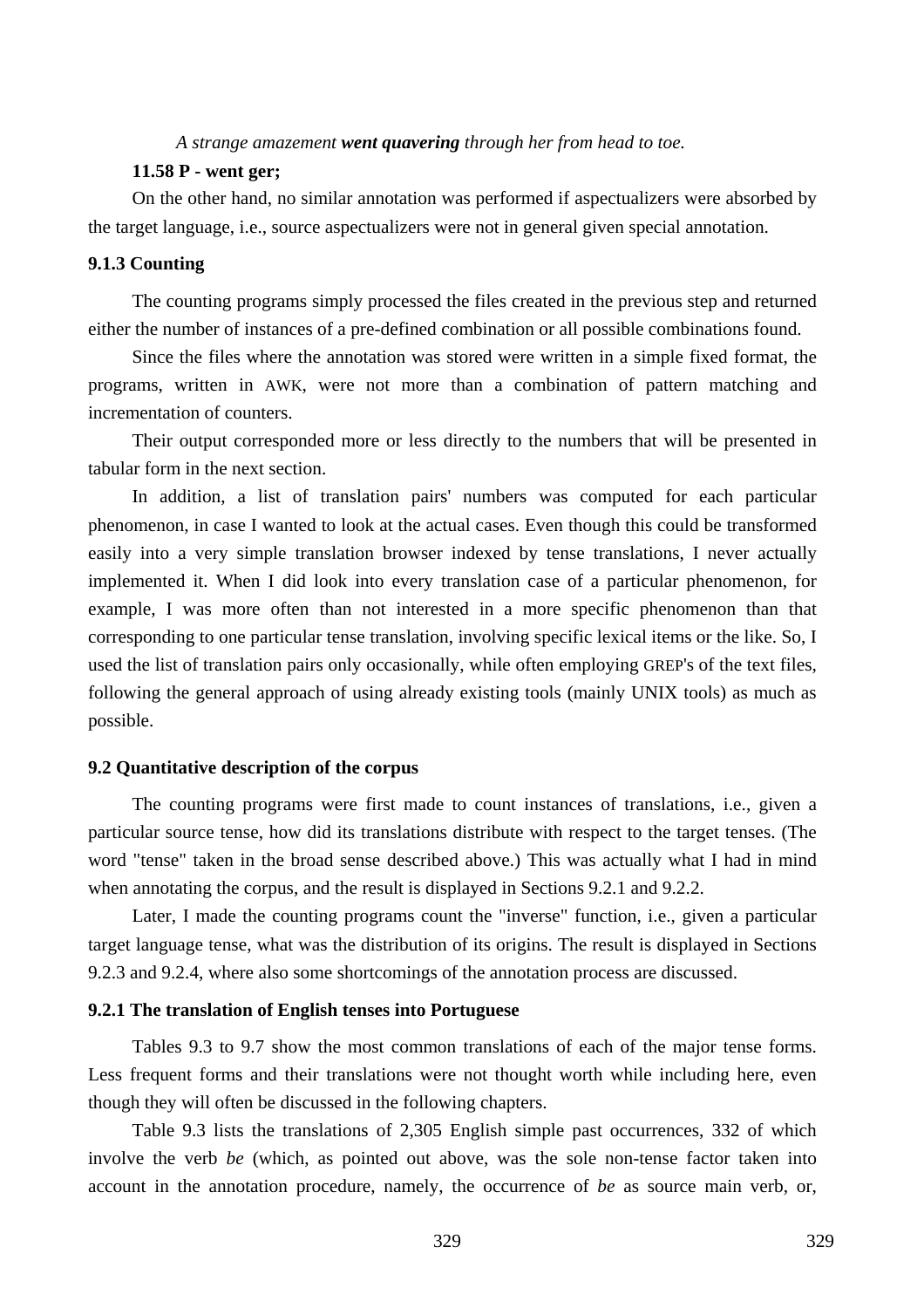*A strange amazement* ***went quavering*** *through her from head to toe.*

**11.58 P - went ger;**

On the other hand, no similar annotation was performed if aspectualizers were absorbed by the target language, i.e., source aspectualizers were not in general given special annotation.

### 9.1.3 Counting

The counting programs simply processed the files created in the previous step and returned either the number of instances of a pre-defined combination or all possible combinations found.

Since the files where the annotation was stored were written in a simple fixed format, the programs, written in AWK, were not more than a combination of pattern matching and incrementation of counters.

Their output corresponded more or less directly to the numbers that will be presented in tabular form in the next section.

In addition, a list of translation pairs' numbers was computed for each particular phenomenon, in case I wanted to look at the actual cases. Even though this could be transformed easily into a very simple translation browser indexed by tense translations, I never actually implemented it. When I did look into every translation case of a particular phenomenon, for example, I was more often than not interested in a more specific phenomenon than that corresponding to one particular tense translation, involving specific lexical items or the like. So, I used the list of translation pairs only occasionally, while often employing GREP's of the text files, following the general approach of using already existing tools (mainly UNIX tools) as much as possible.

## 9.2 Quantitative description of the corpus

The counting programs were first made to count instances of translations, i.e., given a particular source tense, how did its translations distribute with respect to the target tenses. (The word "tense" taken in the broad sense described above.) This was actually what I had in mind when annotating the corpus, and the result is displayed in Sections 9.2.1 and 9.2.2.

Later, I made the counting programs count the "inverse" function, i.e., given a particular target language tense, what was the distribution of its origins. The result is displayed in Sections 9.2.3 and 9.2.4, where also some shortcomings of the annotation process are discussed.

### 9.2.1 The translation of English tenses into Portuguese

Tables 9.3 to 9.7 show the most common translations of each of the major tense forms. Less frequent forms and their translations were not thought worth while including here, even though they will often be discussed in the following chapters.

Table 9.3 lists the translations of 2,305 English simple past occurrences, 332 of which involve the verb *be* (which, as pointed out above, was the sole non-tense factor taken into account in the annotation procedure, namely, the occurrence of *be* as source main verb, or,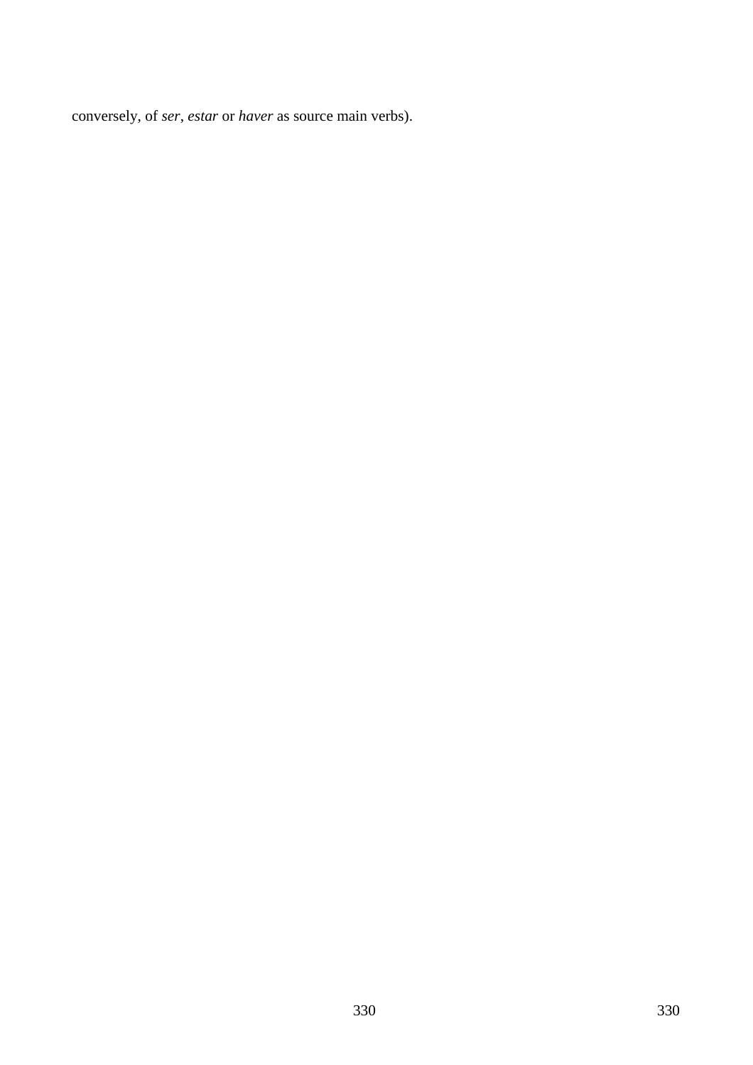conversely, of *ser*, *estar* or *haver* as source main verbs).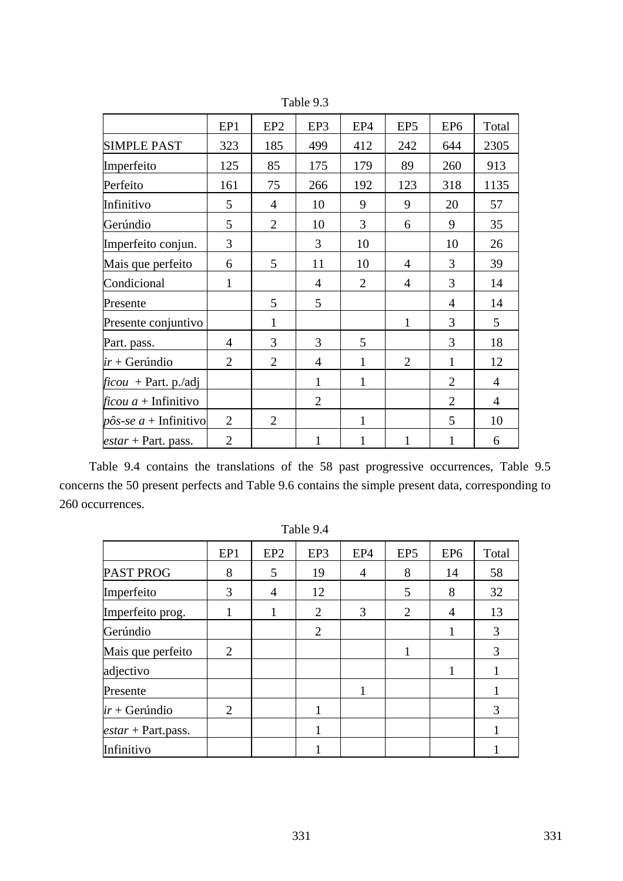Table 9.3

| | EP1 | EP2 | EP3 | EP4 | EP5 | EP6 | Total |
|---|---|---|---|---|---|---|---|
| SIMPLE PAST | 323 | 185 | 499 | 412 | 242 | 644 | 2305 |
| Imperfeito | 125 | 85 | 175 | 179 | 89 | 260 | 913 |
| Perfeito | 161 | 75 | 266 | 192 | 123 | 318 | 1135 |
| Infinitivo | 5 | 4 | 10 | 9 | 9 | 20 | 57 |
| Gerúndio | 5 | 2 | 10 | 3 | 6 | 9 | 35 |
| Imperfeito conjun. | 3 | | 3 | 10 | | 10 | 26 |
| Mais que perfeito | 6 | 5 | 11 | 10 | 4 | 3 | 39 |
| Condicional | 1 | | 4 | 2 | 4 | 3 | 14 |
| Presente | | 5 | 5 | | | 4 | 14 |
| Presente conjuntivo | | 1 | | | 1 | 3 | 5 |
| Part. pass. | 4 | 3 | 3 | 5 | | 3 | 18 |
| *ir* + Gerúndio | 2 | 2 | 4 | 1 | 2 | 1 | 12 |
| *ficou* + Part. p./adj | | | 1 | 1 | | 2 | 4 |
| *ficou a* + Infinitivo | | | 2 | | | 2 | 4 |
| *pôs-se a* + Infinitivo | 2 | 2 | | 1 | | 5 | 10 |
| *estar* + Part. pass. | 2 | | 1 | 1 | 1 | 1 | 6 |

Table 9.4 contains the translations of the 58 past progressive occurrences, Table 9.5 concerns the 50 present perfects and Table 9.6 contains the simple present data, corresponding to 260 occurrences.

Table 9.4

| | EP1 | EP2 | EP3 | EP4 | EP5 | EP6 | Total |
|---|---|---|---|---|---|---|---|
| PAST PROG | 8 | 5 | 19 | 4 | 8 | 14 | 58 |
| Imperfeito | 3 | 4 | 12 | | 5 | 8 | 32 |
| Imperfeito prog. | 1 | 1 | 2 | 3 | 2 | 4 | 13 |
| Gerúndio | | | 2 | | | 1 | 3 |
| Mais que perfeito | 2 | | | | 1 | | 3 |
| adjectivo | | | | | | 1 | 1 |
| Presente | | | | 1 | | | 1 |
| *ir* + Gerúndio | 2 | | 1 | | | | 3 |
| *estar* + Part.pass. | | | 1 | | | | 1 |
| Infinitivo | | | 1 | | | | 1 |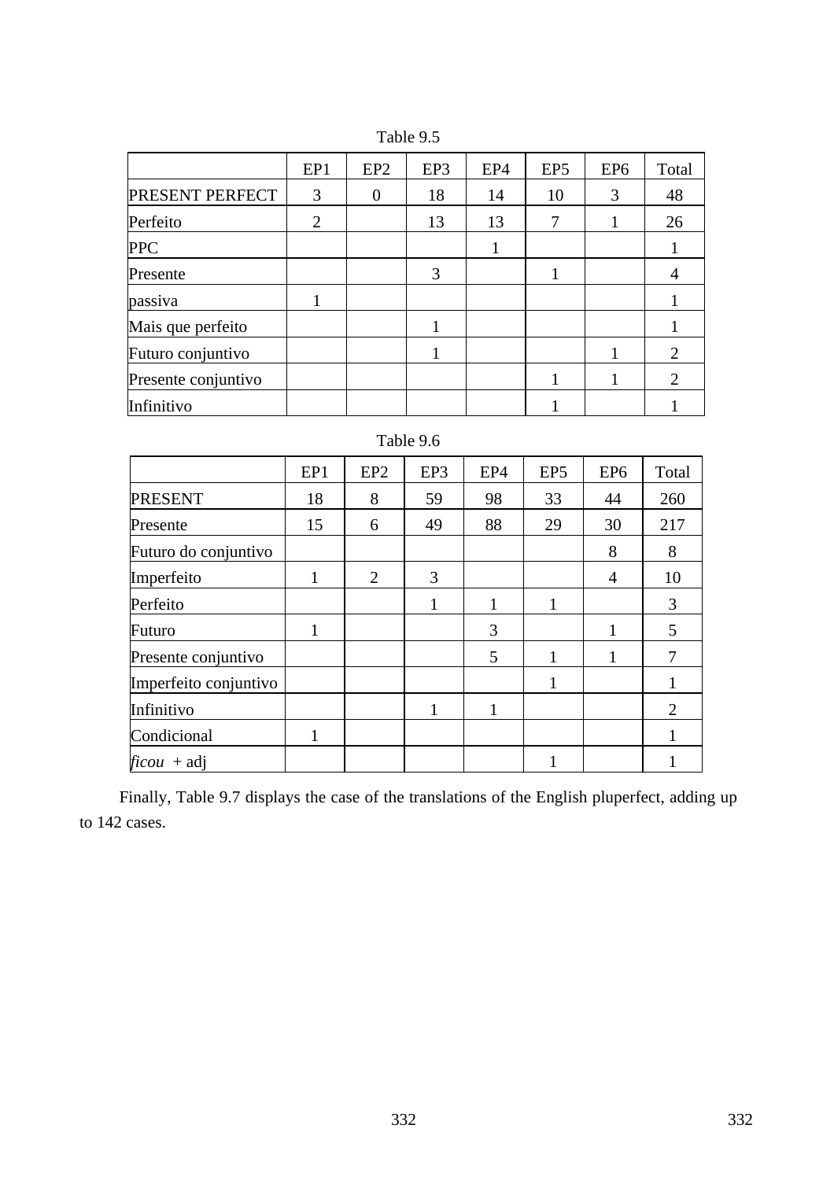Table 9.5

| | EP1 | EP2 | EP3 | EP4 | EP5 | EP6 | Total |
|---|---|---|---|---|---|---|---|
| PRESENT PERFECT | 3 | 0 | 18 | 14 | 10 | 3 | 48 |
| Perfeito | 2 | | 13 | 13 | 7 | 1 | 26 |
| PPC | | | | 1 | | | 1 |
| Presente | | | 3 | | 1 | | 4 |
| passiva | 1 | | | | | | 1 |
| Mais que perfeito | | | 1 | | | | 1 |
| Futuro conjuntivo | | | 1 | | | 1 | 2 |
| Presente conjuntivo | | | | | 1 | 1 | 2 |
| Infinitivo | | | | | 1 | | 1 |

Table 9.6

| | EP1 | EP2 | EP3 | EP4 | EP5 | EP6 | Total |
|---|---|---|---|---|---|---|---|
| PRESENT | 18 | 8 | 59 | 98 | 33 | 44 | 260 |
| Presente | 15 | 6 | 49 | 88 | 29 | 30 | 217 |
| Futuro do conjuntivo | | | | | | 8 | 8 |
| Imperfeito | 1 | 2 | 3 | | | 4 | 10 |
| Perfeito | | | 1 | 1 | 1 | | 3 |
| Futuro | 1 | | | 3 | | 1 | 5 |
| Presente conjuntivo | | | | 5 | 1 | 1 | 7 |
| Imperfeito conjuntivo | | | | | 1 | | 1 |
| Infinitivo | | | 1 | 1 | | | 2 |
| Condicional | 1 | | | | | | 1 |
| *ficou* + adj | | | | | 1 | | 1 |

Finally, Table 9.7 displays the case of the translations of the English pluperfect, adding up to 142 cases.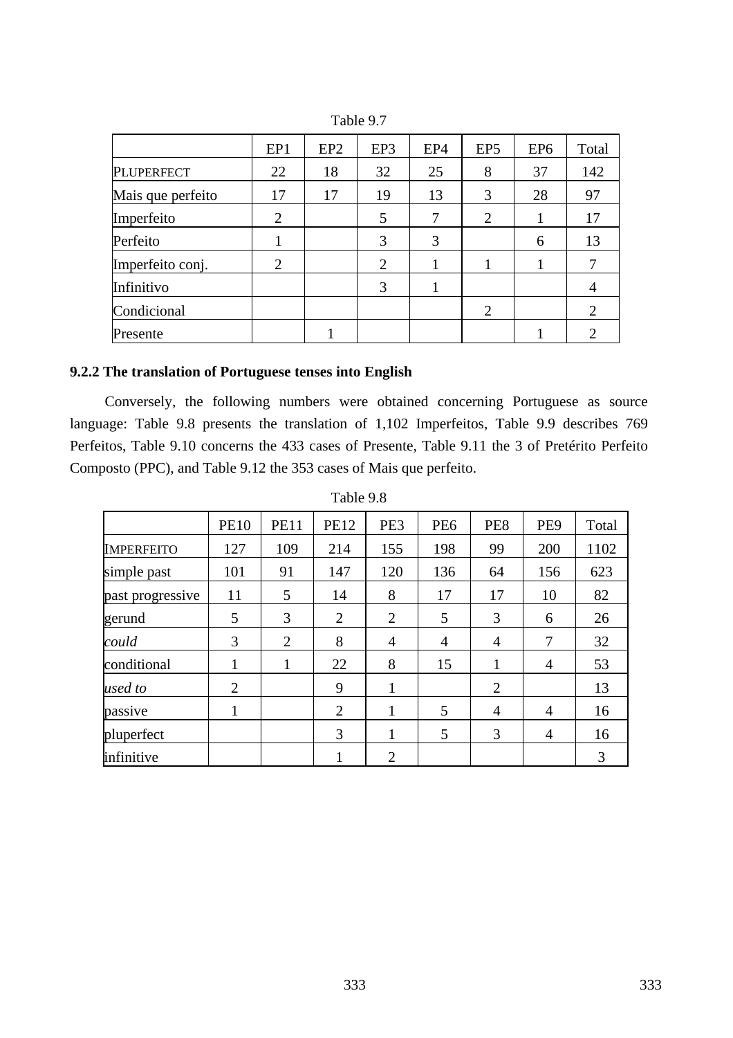Table 9.7

| | EP1 | EP2 | EP3 | EP4 | EP5 | EP6 | Total |
|---|---|---|---|---|---|---|---|
| PLUPERFECT | 22 | 18 | 32 | 25 | 8 | 37 | 142 |
| Mais que perfeito | 17 | 17 | 19 | 13 | 3 | 28 | 97 |
| Imperfeito | 2 | | 5 | 7 | 2 | 1 | 17 |
| Perfeito | 1 | | 3 | 3 | | 6 | 13 |
| Imperfeito conj. | 2 | | 2 | 1 | 1 | 1 | 7 |
| Infinitivo | | | 3 | 1 | | | 4 |
| Condicional | | | | | 2 | | 2 |
| Presente | | 1 | | | | 1 | 2 |

### 9.2.2 The translation of Portuguese tenses into English

Conversely, the following numbers were obtained concerning Portuguese as source language: Table 9.8 presents the translation of 1,102 Imperfeitos, Table 9.9 describes 769 Perfeitos, Table 9.10 concerns the 433 cases of Presente, Table 9.11 the 3 of Pretérito Perfeito Composto (PPC), and Table 9.12 the 353 cases of Mais que perfeito.

Table 9.8

| | PE10 | PE11 | PE12 | PE3 | PE6 | PE8 | PE9 | Total |
|---|---|---|---|---|---|---|---|---|
| IMPERFEITO | 127 | 109 | 214 | 155 | 198 | 99 | 200 | 1102 |
| simple past | 101 | 91 | 147 | 120 | 136 | 64 | 156 | 623 |
| past progressive | 11 | 5 | 14 | 8 | 17 | 17 | 10 | 82 |
| gerund | 5 | 3 | 2 | 2 | 5 | 3 | 6 | 26 |
| *could* | 3 | 2 | 8 | 4 | 4 | 4 | 7 | 32 |
| conditional | 1 | 1 | 22 | 8 | 15 | 1 | 4 | 53 |
| *used to* | 2 | | 9 | 1 | | 2 | | 13 |
| passive | 1 | | 2 | 1 | 5 | 4 | 4 | 16 |
| pluperfect | | | 3 | 1 | 5 | 3 | 4 | 16 |
| infinitive | | | 1 | 2 | | | | 3 |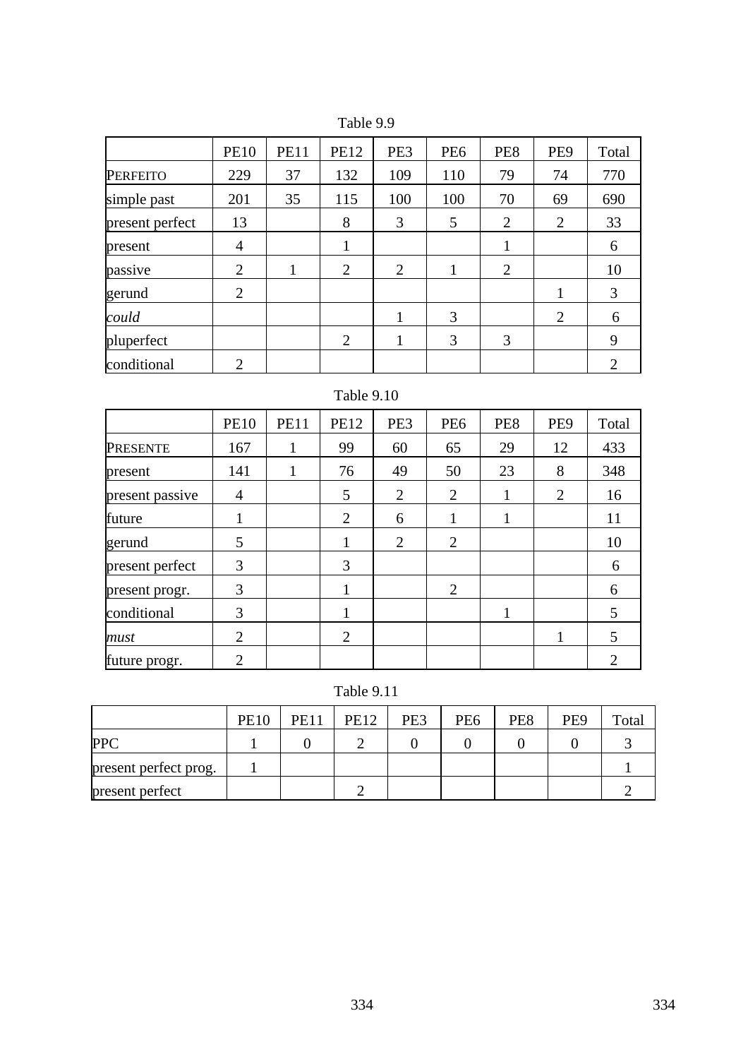Table 9.9

| | PE10 | PE11 | PE12 | PE3 | PE6 | PE8 | PE9 | Total |
|---|---|---|---|---|---|---|---|---|
| PERFEITO | 229 | 37 | 132 | 109 | 110 | 79 | 74 | 770 |
| simple past | 201 | 35 | 115 | 100 | 100 | 70 | 69 | 690 |
| present perfect | 13 | | 8 | 3 | 5 | 2 | 2 | 33 |
| present | 4 | | 1 | | | 1 | | 6 |
| passive | 2 | 1 | 2 | 2 | 1 | 2 | | 10 |
| gerund | 2 | | | | | | 1 | 3 |
| *could* | | | | 1 | 3 | | 2 | 6 |
| pluperfect | | | 2 | 1 | 3 | 3 | | 9 |
| conditional | 2 | | | | | | | 2 |

Table 9.10

| | PE10 | PE11 | PE12 | PE3 | PE6 | PE8 | PE9 | Total |
|---|---|---|---|---|---|---|---|---|
| PRESENTE | 167 | 1 | 99 | 60 | 65 | 29 | 12 | 433 |
| present | 141 | 1 | 76 | 49 | 50 | 23 | 8 | 348 |
| present passive | 4 | | 5 | 2 | 2 | 1 | 2 | 16 |
| future | 1 | | 2 | 6 | 1 | 1 | | 11 |
| gerund | 5 | | 1 | 2 | 2 | | | 10 |
| present perfect | 3 | | 3 | | | | | 6 |
| present progr. | 3 | | 1 | | 2 | | | 6 |
| conditional | 3 | | 1 | | | 1 | | 5 |
| *must* | 2 | | 2 | | | | 1 | 5 |
| future progr. | 2 | | | | | | | 2 |

Table 9.11

| | PE10 | PE11 | PE12 | PE3 | PE6 | PE8 | PE9 | Total |
|---|---|---|---|---|---|---|---|---|
| PPC | 1 | 0 | 2 | 0 | 0 | 0 | 0 | 3 |
| present perfect prog. | 1 | | | | | | | 1 |
| present perfect | | | 2 | | | | | 2 |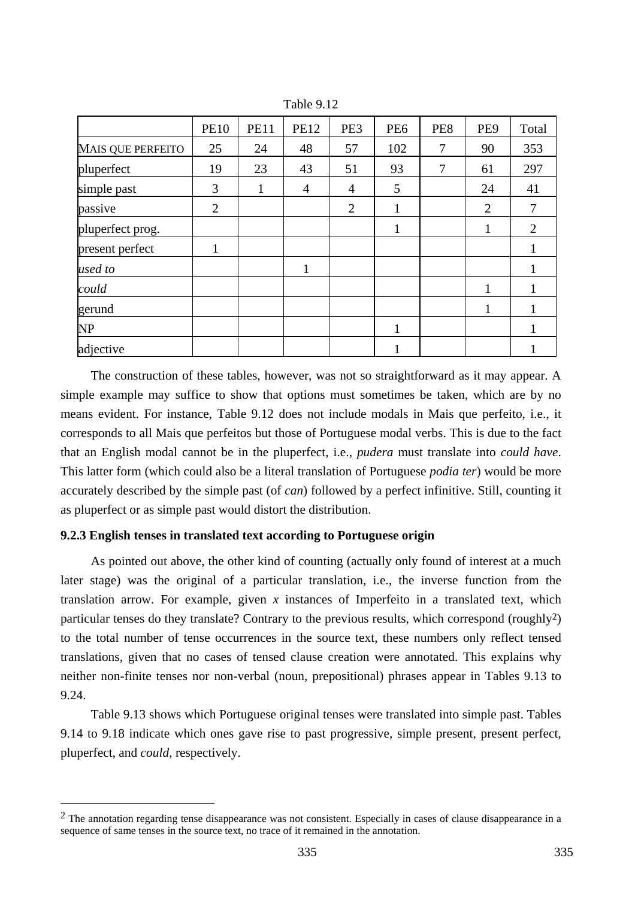Table 9.12

| | PE10 | PE11 | PE12 | PE3 | PE6 | PE8 | PE9 | Total |
|---|---|---|---|---|---|---|---|---|
| MAIS QUE PERFEITO | 25 | 24 | 48 | 57 | 102 | 7 | 90 | 353 |
| pluperfect | 19 | 23 | 43 | 51 | 93 | 7 | 61 | 297 |
| simple past | 3 | 1 | 4 | 4 | 5 | | 24 | 41 |
| passive | 2 | | | 2 | 1 | | 2 | 7 |
| pluperfect prog. | | | | | 1 | | 1 | 2 |
| present perfect | 1 | | | | | | | 1 |
| *used to* | | | 1 | | | | | 1 |
| *could* | | | | | | | 1 | 1 |
| gerund | | | | | | | 1 | 1 |
| NP | | | | | 1 | | | 1 |
| adjective | | | | | 1 | | | 1 |

The construction of these tables, however, was not so straightforward as it may appear. A simple example may suffice to show that options must sometimes be taken, which are by no means evident. For instance, Table 9.12 does not include modals in Mais que perfeito, i.e., it corresponds to all Mais que perfeitos but those of Portuguese modal verbs. This is due to the fact that an English modal cannot be in the pluperfect, i.e., *pudera* must translate into *could have*. This latter form (which could also be a literal translation of Portuguese *podia ter*) would be more accurately described by the simple past (of *can*) followed by a perfect infinitive. Still, counting it as pluperfect or as simple past would distort the distribution.

### 9.2.3 English tenses in translated text according to Portuguese origin

As pointed out above, the other kind of counting (actually only found of interest at a much later stage) was the original of a particular translation, i.e., the inverse function from the translation arrow. For example, given *x* instances of Imperfeito in a translated text, which particular tenses do they translate? Contrary to the previous results, which correspond (roughly[2]) to the total number of tense occurrences in the source text, these numbers only reflect tensed translations, given that no cases of tensed clause creation were annotated. This explains why neither non-finite tenses nor non-verbal (noun, prepositional) phrases appear in Tables 9.13 to 9.24.

Table 9.13 shows which Portuguese original tenses were translated into simple past. Tables 9.14 to 9.18 indicate which ones gave rise to past progressive, simple present, present perfect, pluperfect, and *could*, respectively.

[2] The annotation regarding tense disappearance was not consistent. Especially in cases of clause disappearance in a sequence of same tenses in the source text, no trace of it remained in the annotation.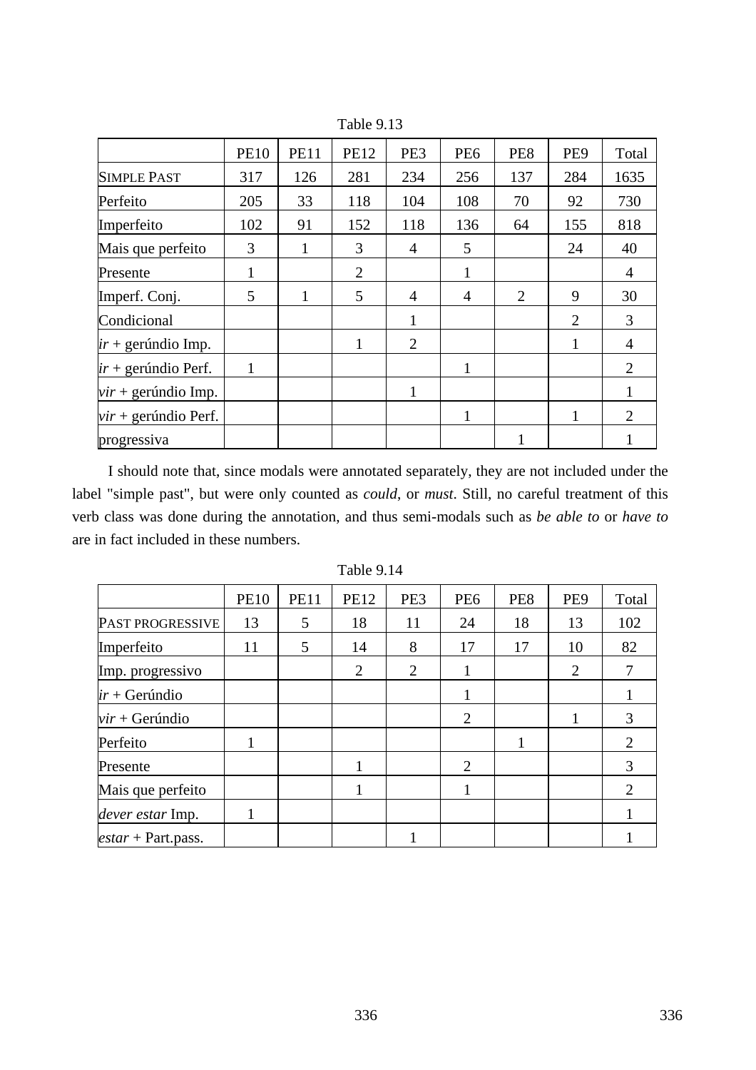Table 9.13

| | PE10 | PE11 | PE12 | PE3 | PE6 | PE8 | PE9 | Total |
|---|---|---|---|---|---|---|---|---|
| SIMPLE PAST | 317 | 126 | 281 | 234 | 256 | 137 | 284 | 1635 |
| Perfeito | 205 | 33 | 118 | 104 | 108 | 70 | 92 | 730 |
| Imperfeito | 102 | 91 | 152 | 118 | 136 | 64 | 155 | 818 |
| Mais que perfeito | 3 | 1 | 3 | 4 | 5 | | 24 | 40 |
| Presente | 1 | | 2 | | 1 | | | 4 |
| Imperf. Conj. | 5 | 1 | 5 | 4 | 4 | 2 | 9 | 30 |
| Condicional | | | | 1 | | | 2 | 3 |
| *ir* + gerúndio Imp. | | | 1 | 2 | | | 1 | 4 |
| *ir* + gerúndio Perf. | 1 | | | | 1 | | | 2 |
| *vir* + gerúndio Imp. | | | | 1 | | | | 1 |
| *vir* + gerúndio Perf. | | | | | 1 | | 1 | 2 |
| progressiva | | | | | | 1 | | 1 |

I should note that, since modals were annotated separately, they are not included under the label "simple past", but were only counted as *could*, or *must*. Still, no careful treatment of this verb class was done during the annotation, and thus semi-modals such as *be able to* or *have to* are in fact included in these numbers.

Table 9.14

| | PE10 | PE11 | PE12 | PE3 | PE6 | PE8 | PE9 | Total |
|---|---|---|---|---|---|---|---|---|
| PAST PROGRESSIVE | 13 | 5 | 18 | 11 | 24 | 18 | 13 | 102 |
| Imperfeito | 11 | 5 | 14 | 8 | 17 | 17 | 10 | 82 |
| Imp. progressivo | | | 2 | 2 | 1 | | 2 | 7 |
| *ir* + Gerúndio | | | | | 1 | | | 1 |
| *vir* + Gerúndio | | | | | 2 | | 1 | 3 |
| Perfeito | 1 | | | | | 1 | | 2 |
| Presente | | | 1 | | 2 | | | 3 |
| Mais que perfeito | | | 1 | | 1 | | | 2 |
| *dever estar* Imp. | 1 | | | | | | | 1 |
| *estar* + Part.pass. | | | | 1 | | | | 1 |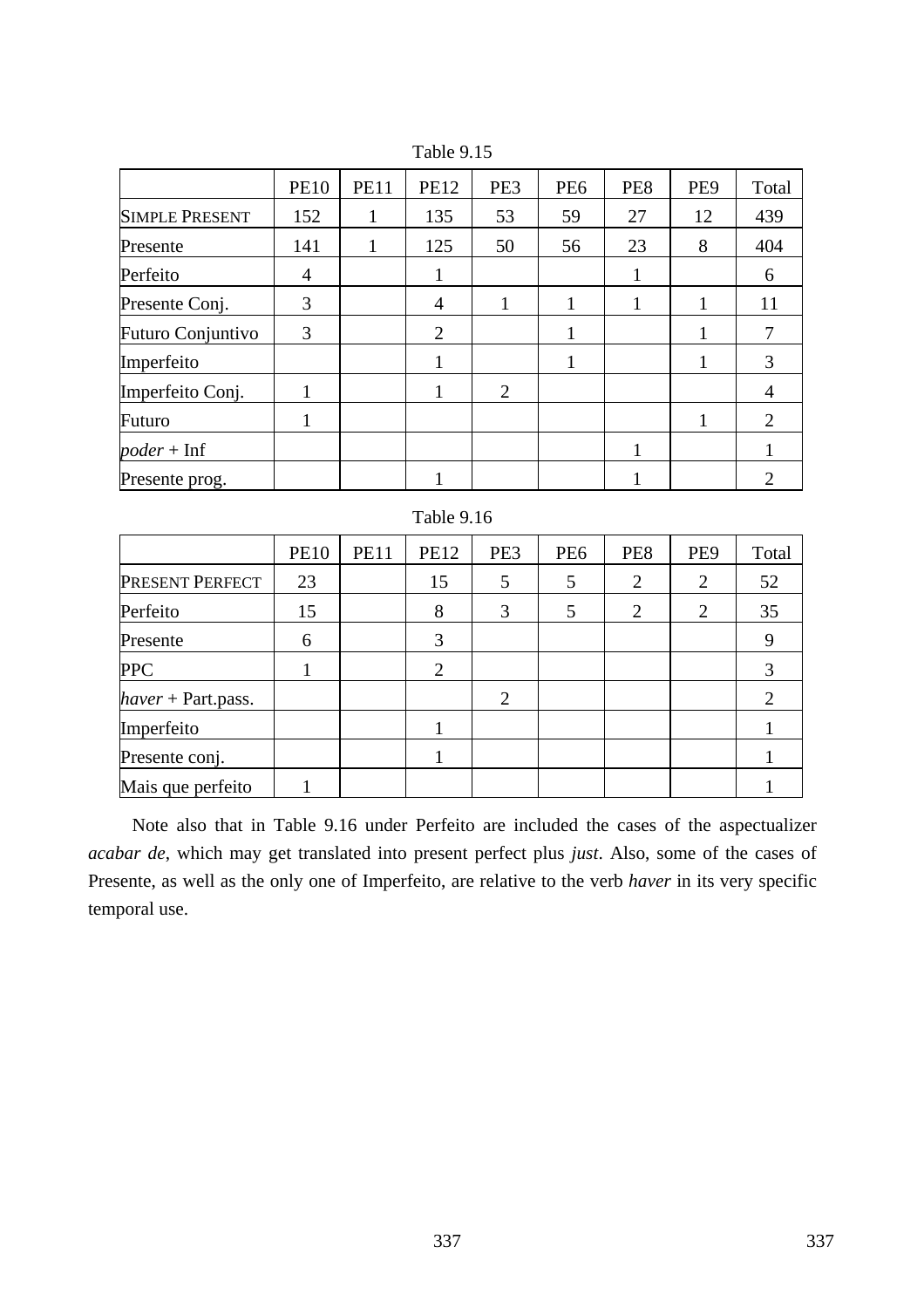Table 9.15

| | PE10 | PE11 | PE12 | PE3 | PE6 | PE8 | PE9 | Total |
|---|---|---|---|---|---|---|---|---|
| SIMPLE PRESENT | 152 | 1 | 135 | 53 | 59 | 27 | 12 | 439 |
| Presente | 141 | 1 | 125 | 50 | 56 | 23 | 8 | 404 |
| Perfeito | 4 | | 1 | | | 1 | | 6 |
| Presente Conj. | 3 | | 4 | 1 | 1 | 1 | 1 | 11 |
| Futuro Conjuntivo | 3 | | 2 | | 1 | | 1 | 7 |
| Imperfeito | | | 1 | | 1 | | 1 | 3 |
| Imperfeito Conj. | 1 | | 1 | 2 | | | | 4 |
| Futuro | 1 | | | | | | 1 | 2 |
| *poder* + Inf | | | | | | 1 | | 1 |
| Presente prog. | | | 1 | | | 1 | | 2 |

Table 9.16

| | PE10 | PE11 | PE12 | PE3 | PE6 | PE8 | PE9 | Total |
|---|---|---|---|---|---|---|---|---|
| PRESENT PERFECT | 23 | | 15 | 5 | 5 | 2 | 2 | 52 |
| Perfeito | 15 | | 8 | 3 | 5 | 2 | 2 | 35 |
| Presente | 6 | | 3 | | | | | 9 |
| PPC | 1 | | 2 | | | | | 3 |
| *haver* + Part.pass. | | | | 2 | | | | 2 |
| Imperfeito | | | 1 | | | | | 1 |
| Presente conj. | | | 1 | | | | | 1 |
| Mais que perfeito | 1 | | | | | | | 1 |

Note also that in Table 9.16 under Perfeito are included the cases of the aspectualizer *acabar de*, which may get translated into present perfect plus *just*. Also, some of the cases of Presente, as well as the only one of Imperfeito, are relative to the verb *haver* in its very specific temporal use.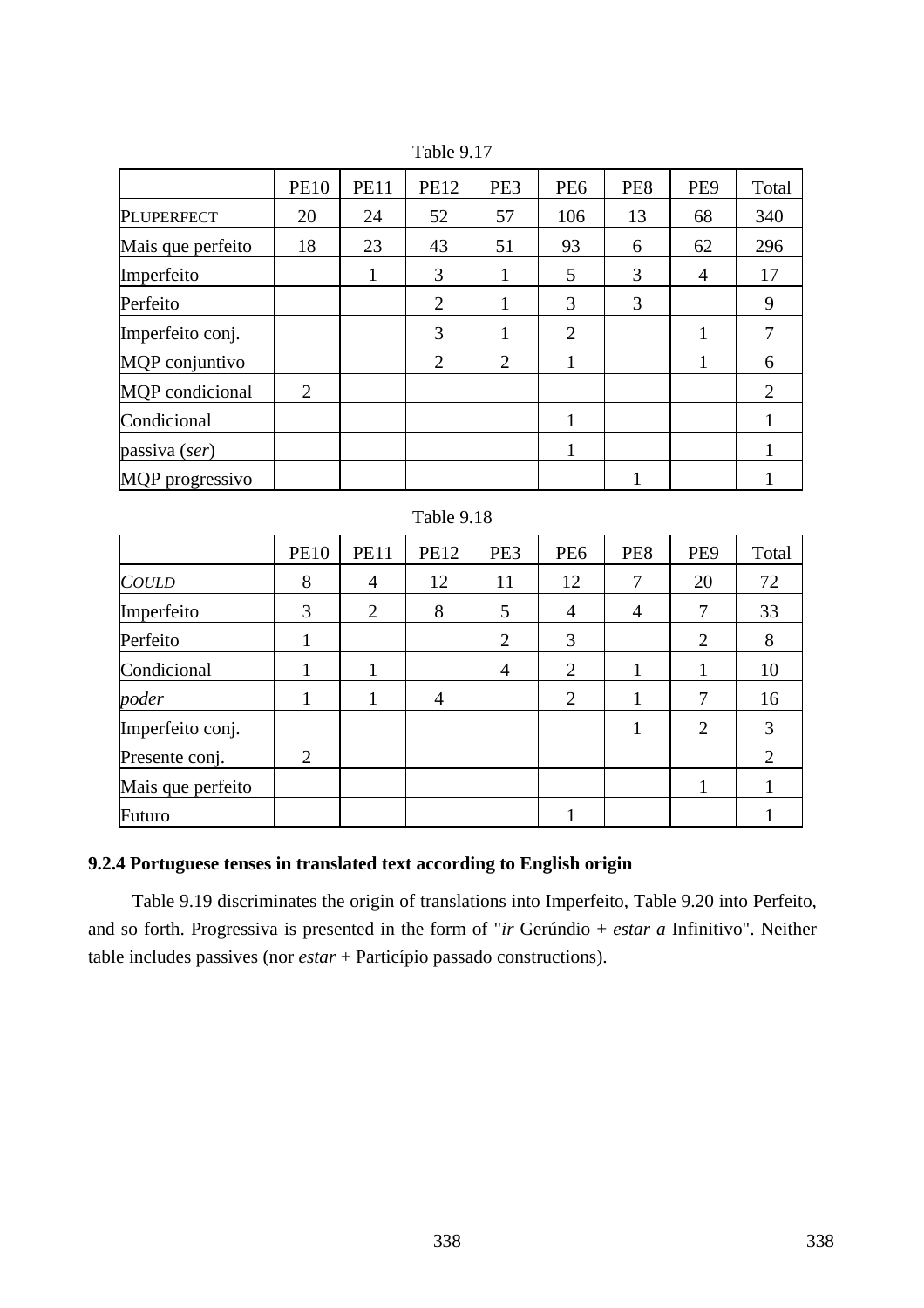Table 9.17

| | PE10 | PE11 | PE12 | PE3 | PE6 | PE8 | PE9 | Total |
|---|---|---|---|---|---|---|---|---|
| PLUPERFECT | 20 | 24 | 52 | 57 | 106 | 13 | 68 | 340 |
| Mais que perfeito | 18 | 23 | 43 | 51 | 93 | 6 | 62 | 296 |
| Imperfeito | | 1 | 3 | 1 | 5 | 3 | 4 | 17 |
| Perfeito | | | 2 | 1 | 3 | 3 | | 9 |
| Imperfeito conj. | | | 3 | 1 | 2 | | 1 | 7 |
| MQP conjuntivo | | | 2 | 2 | 1 | | 1 | 6 |
| MQP condicional | 2 | | | | | | | 2 |
| Condicional | | | | | 1 | | | 1 |
| passiva (*ser*) | | | | | 1 | | | 1 |
| MQP progressivo | | | | | | 1 | | 1 |

Table 9.18

| | PE10 | PE11 | PE12 | PE3 | PE6 | PE8 | PE9 | Total |
|---|---|---|---|---|---|---|---|---|
| *COULD* | 8 | 4 | 12 | 11 | 12 | 7 | 20 | 72 |
| Imperfeito | 3 | 2 | 8 | 5 | 4 | 4 | 7 | 33 |
| Perfeito | 1 | | | 2 | 3 | | 2 | 8 |
| Condicional | 1 | 1 | | 4 | 2 | 1 | 1 | 10 |
| *poder* | 1 | 1 | 4 | | 2 | 1 | 7 | 16 |
| Imperfeito conj. | | | | | | 1 | 2 | 3 |
| Presente conj. | 2 | | | | | | | 2 |
| Mais que perfeito | | | | | | | 1 | 1 |
| Futuro | | | | | 1 | | | 1 |

### 9.2.4 Portuguese tenses in translated text according to English origin

Table 9.19 discriminates the origin of translations into Imperfeito, Table 9.20 into Perfeito, and so forth. Progressiva is presented in the form of "*ir* Gerúndio + *estar a* Infinitivo". Neither table includes passives (nor *estar* + Particípio passado constructions).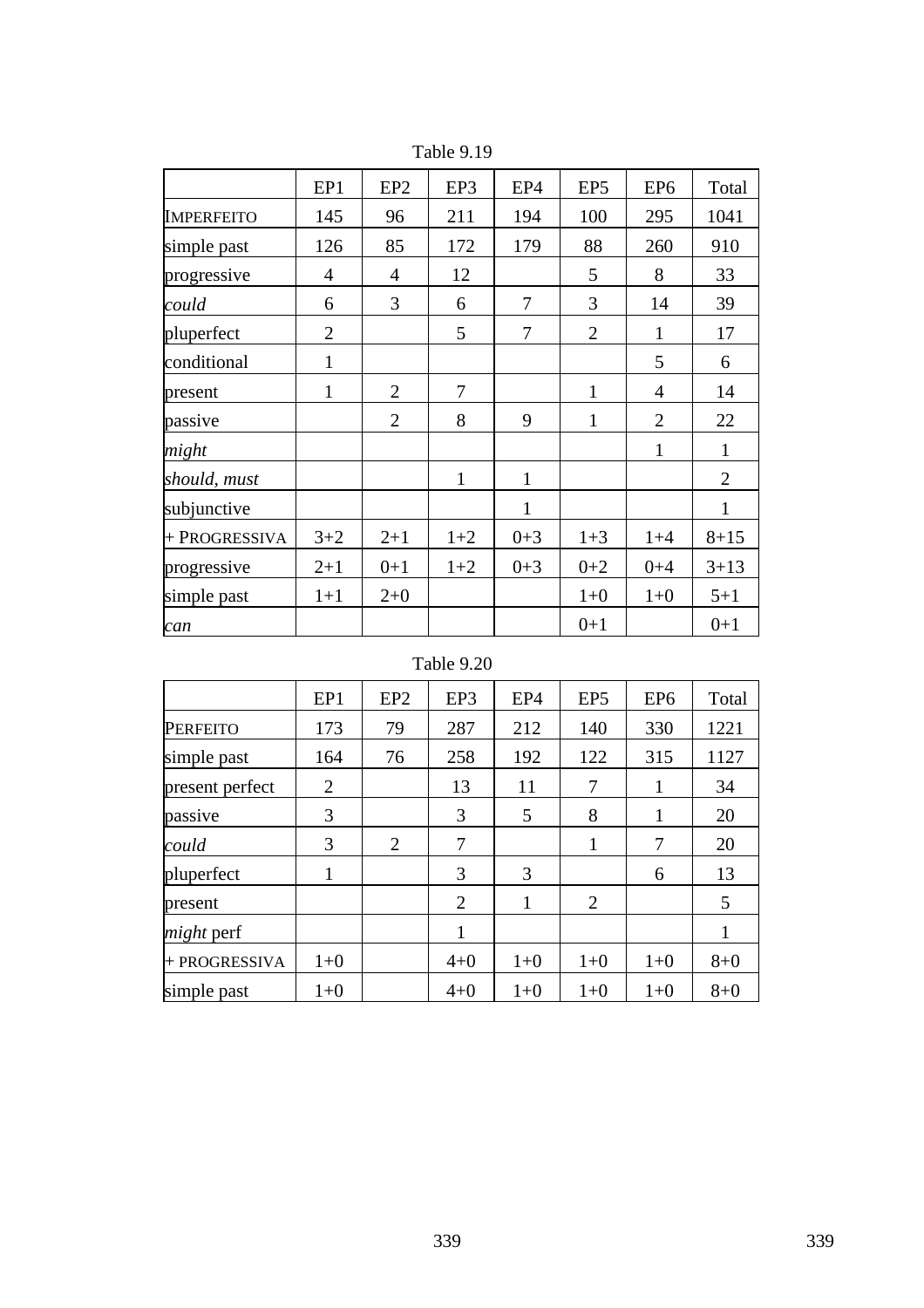Table 9.19

| | EP1 | EP2 | EP3 | EP4 | EP5 | EP6 | Total |
|---|---|---|---|---|---|---|---|
| IMPERFEITO | 145 | 96 | 211 | 194 | 100 | 295 | 1041 |
| simple past | 126 | 85 | 172 | 179 | 88 | 260 | 910 |
| progressive | 4 | 4 | 12 | | 5 | 8 | 33 |
| *could* | 6 | 3 | 6 | 7 | 3 | 14 | 39 |
| pluperfect | 2 | | 5 | 7 | 2 | 1 | 17 |
| conditional | 1 | | | | | 5 | 6 |
| present | 1 | 2 | 7 | | 1 | 4 | 14 |
| passive | | 2 | 8 | 9 | 1 | 2 | 22 |
| *might* | | | | | | 1 | 1 |
| *should, must* | | | 1 | 1 | | | 2 |
| subjunctive | | | | 1 | | | 1 |
| + PROGRESSIVA | 3+2 | 2+1 | 1+2 | 0+3 | 1+3 | 1+4 | 8+15 |
| progressive | 2+1 | 0+1 | 1+2 | 0+3 | 0+2 | 0+4 | 3+13 |
| simple past | 1+1 | 2+0 | | | 1+0 | 1+0 | 5+1 |
| *can* | | | | | 0+1 | | 0+1 |

Table 9.20

| | EP1 | EP2 | EP3 | EP4 | EP5 | EP6 | Total |
|---|---|---|---|---|---|---|---|
| PERFEITO | 173 | 79 | 287 | 212 | 140 | 330 | 1221 |
| simple past | 164 | 76 | 258 | 192 | 122 | 315 | 1127 |
| present perfect | 2 | | 13 | 11 | 7 | 1 | 34 |
| passive | 3 | | 3 | 5 | 8 | 1 | 20 |
| *could* | 3 | 2 | 7 | | 1 | 7 | 20 |
| pluperfect | 1 | | 3 | 3 | | 6 | 13 |
| present | | | 2 | 1 | 2 | | 5 |
| *might* perf | | | 1 | | | | 1 |
| + PROGRESSIVA | 1+0 | | 4+0 | 1+0 | 1+0 | 1+0 | 8+0 |
| simple past | 1+0 | | 4+0 | 1+0 | 1+0 | 1+0 | 8+0 |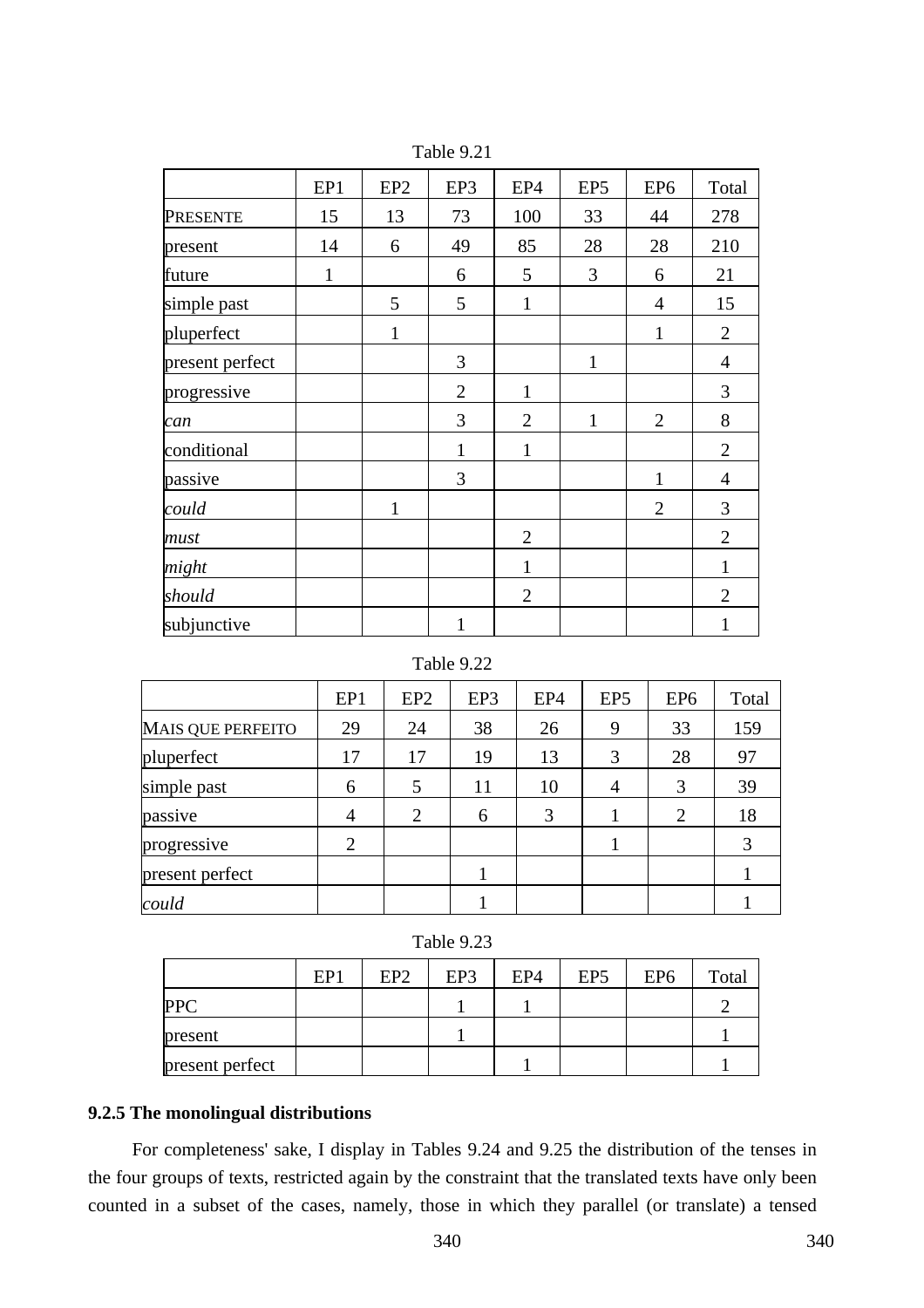Table 9.21

| | EP1 | EP2 | EP3 | EP4 | EP5 | EP6 | Total |
|---|---|---|---|---|---|---|---|
| PRESENTE | 15 | 13 | 73 | 100 | 33 | 44 | 278 |
| present | 14 | 6 | 49 | 85 | 28 | 28 | 210 |
| future | 1 | | 6 | 5 | 3 | 6 | 21 |
| simple past | | 5 | 5 | 1 | | 4 | 15 |
| pluperfect | | 1 | | | | 1 | 2 |
| present perfect | | | 3 | | 1 | | 4 |
| progressive | | | 2 | 1 | | | 3 |
| *can* | | | 3 | 2 | 1 | 2 | 8 |
| conditional | | | 1 | 1 | | | 2 |
| passive | | | 3 | | | 1 | 4 |
| *could* | | 1 | | | | 2 | 3 |
| *must* | | | | 2 | | | 2 |
| *might* | | | | 1 | | | 1 |
| *should* | | | | 2 | | | 2 |
| subjunctive | | | 1 | | | | 1 |

Table 9.22

| | EP1 | EP2 | EP3 | EP4 | EP5 | EP6 | Total |
|---|---|---|---|---|---|---|---|
| MAIS QUE PERFEITO | 29 | 24 | 38 | 26 | 9 | 33 | 159 |
| pluperfect | 17 | 17 | 19 | 13 | 3 | 28 | 97 |
| simple past | 6 | 5 | 11 | 10 | 4 | 3 | 39 |
| passive | 4 | 2 | 6 | 3 | 1 | 2 | 18 |
| progressive | 2 | | | | 1 | | 3 |
| present perfect | | | 1 | | | | 1 |
| *could* | | | 1 | | | | 1 |

Table 9.23

| | EP1 | EP2 | EP3 | EP4 | EP5 | EP6 | Total |
|---|---|---|---|---|---|---|---|
| PPC | | | 1 | 1 | | | 2 |
| present | | | 1 | | | | 1 |
| present perfect | | | | 1 | | | 1 |

### 9.2.5 The monolingual distributions

For completeness' sake, I display in Tables 9.24 and 9.25 the distribution of the tenses in the four groups of texts, restricted again by the constraint that the translated texts have only been counted in a subset of the cases, namely, those in which they parallel (or translate) a tensed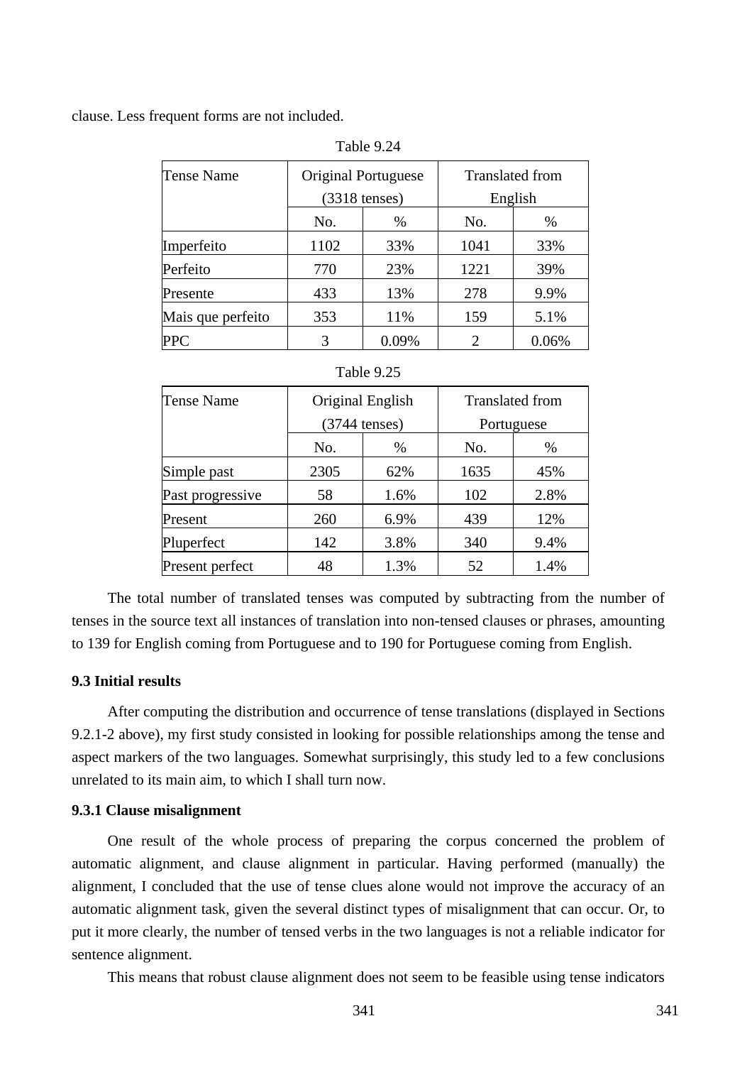clause. Less frequent forms are not included.

Table 9.24

| Tense Name | Original Portuguese (3318 tenses) | | Translated from English | |
|---|---|---|---|---|
| | No. | % | No. | % |
| Imperfeito | 1102 | 33% | 1041 | 33% |
| Perfeito | 770 | 23% | 1221 | 39% |
| Presente | 433 | 13% | 278 | 9.9% |
| Mais que perfeito | 353 | 11% | 159 | 5.1% |
| PPC | 3 | 0.09% | 2 | 0.06% |

Table 9.25

| Tense Name | Original English (3744 tenses) | | Translated from Portuguese | |
|---|---|---|---|---|
| | No. | % | No. | % |
| Simple past | 2305 | 62% | 1635 | 45% |
| Past progressive | 58 | 1.6% | 102 | 2.8% |
| Present | 260 | 6.9% | 439 | 12% |
| Pluperfect | 142 | 3.8% | 340 | 9.4% |
| Present perfect | 48 | 1.3% | 52 | 1.4% |

The total number of translated tenses was computed by subtracting from the number of tenses in the source text all instances of translation into non-tensed clauses or phrases, amounting to 139 for English coming from Portuguese and to 190 for Portuguese coming from English.

### 9.3 Initial results

After computing the distribution and occurrence of tense translations (displayed in Sections 9.2.1-2 above), my first study consisted in looking for possible relationships among the tense and aspect markers of the two languages. Somewhat surprisingly, this study led to a few conclusions unrelated to its main aim, to which I shall turn now.

#### 9.3.1 Clause misalignment

One result of the whole process of preparing the corpus concerned the problem of automatic alignment, and clause alignment in particular. Having performed (manually) the alignment, I concluded that the use of tense clues alone would not improve the accuracy of an automatic alignment task, given the several distinct types of misalignment that can occur. Or, to put it more clearly, the number of tensed verbs in the two languages is not a reliable indicator for sentence alignment.

This means that robust clause alignment does not seem to be feasible using tense indicators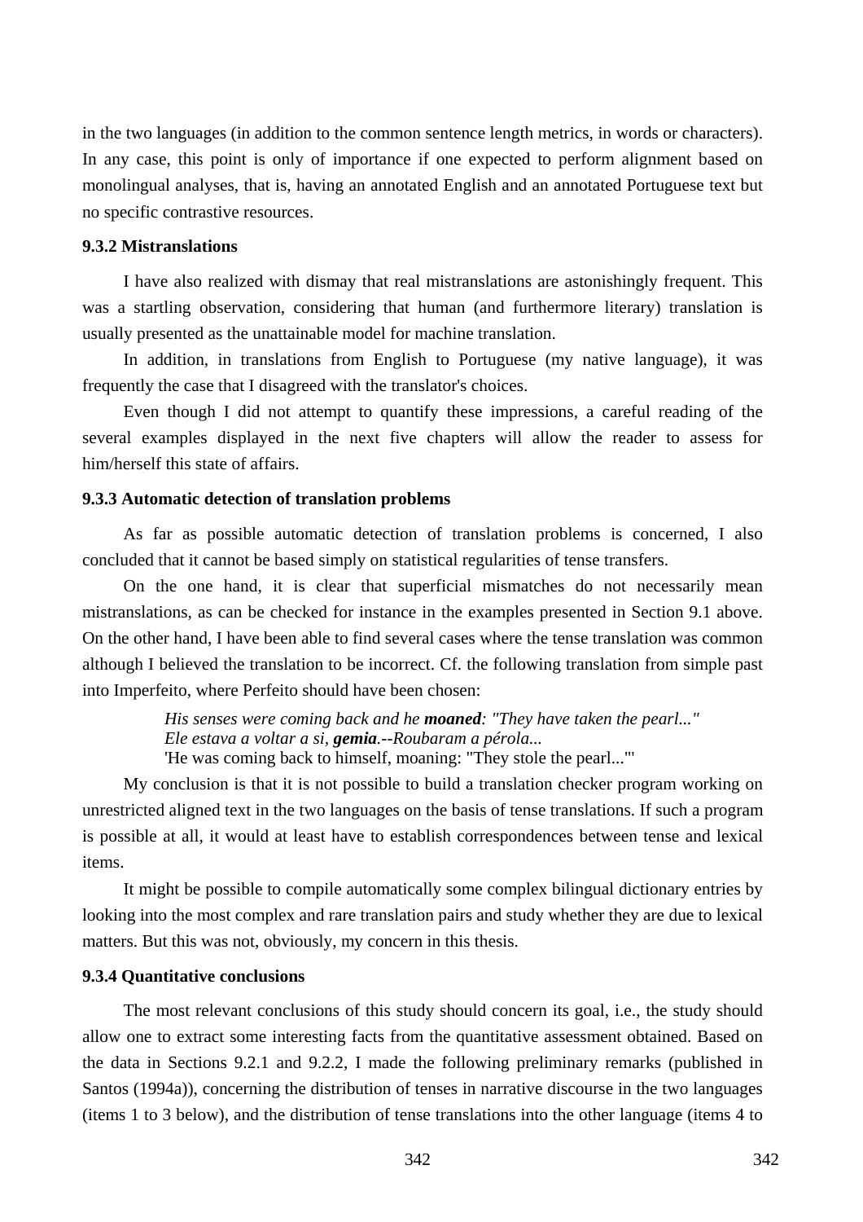in the two languages (in addition to the common sentence length metrics, in words or characters). In any case, this point is only of importance if one expected to perform alignment based on monolingual analyses, that is, having an annotated English and an annotated Portuguese text but no specific contrastive resources.

### 9.3.2 Mistranslations

I have also realized with dismay that real mistranslations are astonishingly frequent. This was a startling observation, considering that human (and furthermore literary) translation is usually presented as the unattainable model for machine translation.

In addition, in translations from English to Portuguese (my native language), it was frequently the case that I disagreed with the translator's choices.

Even though I did not attempt to quantify these impressions, a careful reading of the several examples displayed in the next five chapters will allow the reader to assess for him/herself this state of affairs.

### 9.3.3 Automatic detection of translation problems

As far as possible automatic detection of translation problems is concerned, I also concluded that it cannot be based simply on statistical regularities of tense transfers.

On the one hand, it is clear that superficial mismatches do not necessarily mean mistranslations, as can be checked for instance in the examples presented in Section 9.1 above. On the other hand, I have been able to find several cases where the tense translation was common although I believed the translation to be incorrect. Cf. the following translation from simple past into Imperfeito, where Perfeito should have been chosen:

> *His senses were coming back and he* ***moaned****: "They have taken the pearl..."*
> *Ele estava a voltar a si,* ***gemia****.--Roubaram a pérola...*
> 'He was coming back to himself, moaning: "They stole the pearl..."'

My conclusion is that it is not possible to build a translation checker program working on unrestricted aligned text in the two languages on the basis of tense translations. If such a program is possible at all, it would at least have to establish correspondences between tense and lexical items.

It might be possible to compile automatically some complex bilingual dictionary entries by looking into the most complex and rare translation pairs and study whether they are due to lexical matters. But this was not, obviously, my concern in this thesis.

### 9.3.4 Quantitative conclusions

The most relevant conclusions of this study should concern its goal, i.e., the study should allow one to extract some interesting facts from the quantitative assessment obtained. Based on the data in Sections 9.2.1 and 9.2.2, I made the following preliminary remarks (published in Santos (1994a)), concerning the distribution of tenses in narrative discourse in the two languages (items 1 to 3 below), and the distribution of tense translations into the other language (items 4 to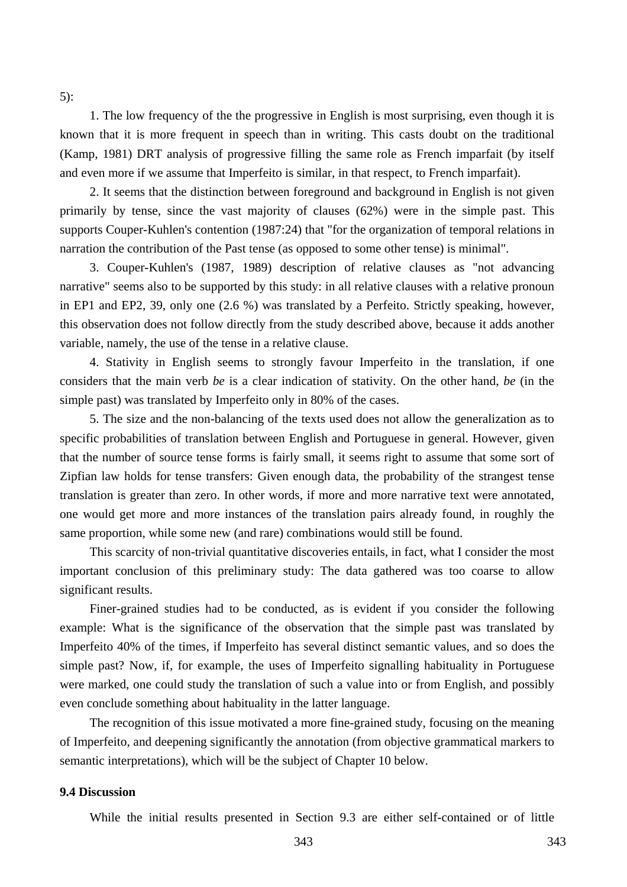5):

1. The low frequency of the the progressive in English is most surprising, even though it is known that it is more frequent in speech than in writing. This casts doubt on the traditional (Kamp, 1981) DRT analysis of progressive filling the same role as French imparfait (by itself and even more if we assume that Imperfeito is similar, in that respect, to French imparfait).

2. It seems that the distinction between foreground and background in English is not given primarily by tense, since the vast majority of clauses (62%) were in the simple past. This supports Couper-Kuhlen's contention (1987:24) that "for the organization of temporal relations in narration the contribution of the Past tense (as opposed to some other tense) is minimal".

3. Couper-Kuhlen's (1987, 1989) description of relative clauses as "not advancing narrative" seems also to be supported by this study: in all relative clauses with a relative pronoun in EP1 and EP2, 39, only one (2.6 %) was translated by a Perfeito. Strictly speaking, however, this observation does not follow directly from the study described above, because it adds another variable, namely, the use of the tense in a relative clause.

4. Stativity in English seems to strongly favour Imperfeito in the translation, if one considers that the main verb *be* is a clear indication of stativity. On the other hand, *be* (in the simple past) was translated by Imperfeito only in 80% of the cases.

5. The size and the non-balancing of the texts used does not allow the generalization as to specific probabilities of translation between English and Portuguese in general. However, given that the number of source tense forms is fairly small, it seems right to assume that some sort of Zipfian law holds for tense transfers: Given enough data, the probability of the strangest tense translation is greater than zero. In other words, if more and more narrative text were annotated, one would get more and more instances of the translation pairs already found, in roughly the same proportion, while some new (and rare) combinations would still be found.

This scarcity of non-trivial quantitative discoveries entails, in fact, what I consider the most important conclusion of this preliminary study: The data gathered was too coarse to allow significant results.

Finer-grained studies had to be conducted, as is evident if you consider the following example: What is the significance of the observation that the simple past was translated by Imperfeito 40% of the times, if Imperfeito has several distinct semantic values, and so does the simple past? Now, if, for example, the uses of Imperfeito signalling habituality in Portuguese were marked, one could study the translation of such a value into or from English, and possibly even conclude something about habituality in the latter language.

The recognition of this issue motivated a more fine-grained study, focusing on the meaning of Imperfeito, and deepening significantly the annotation (from objective grammatical markers to semantic interpretations), which will be the subject of Chapter 10 below.

### 9.4 Discussion

While the initial results presented in Section 9.3 are either self-contained or of little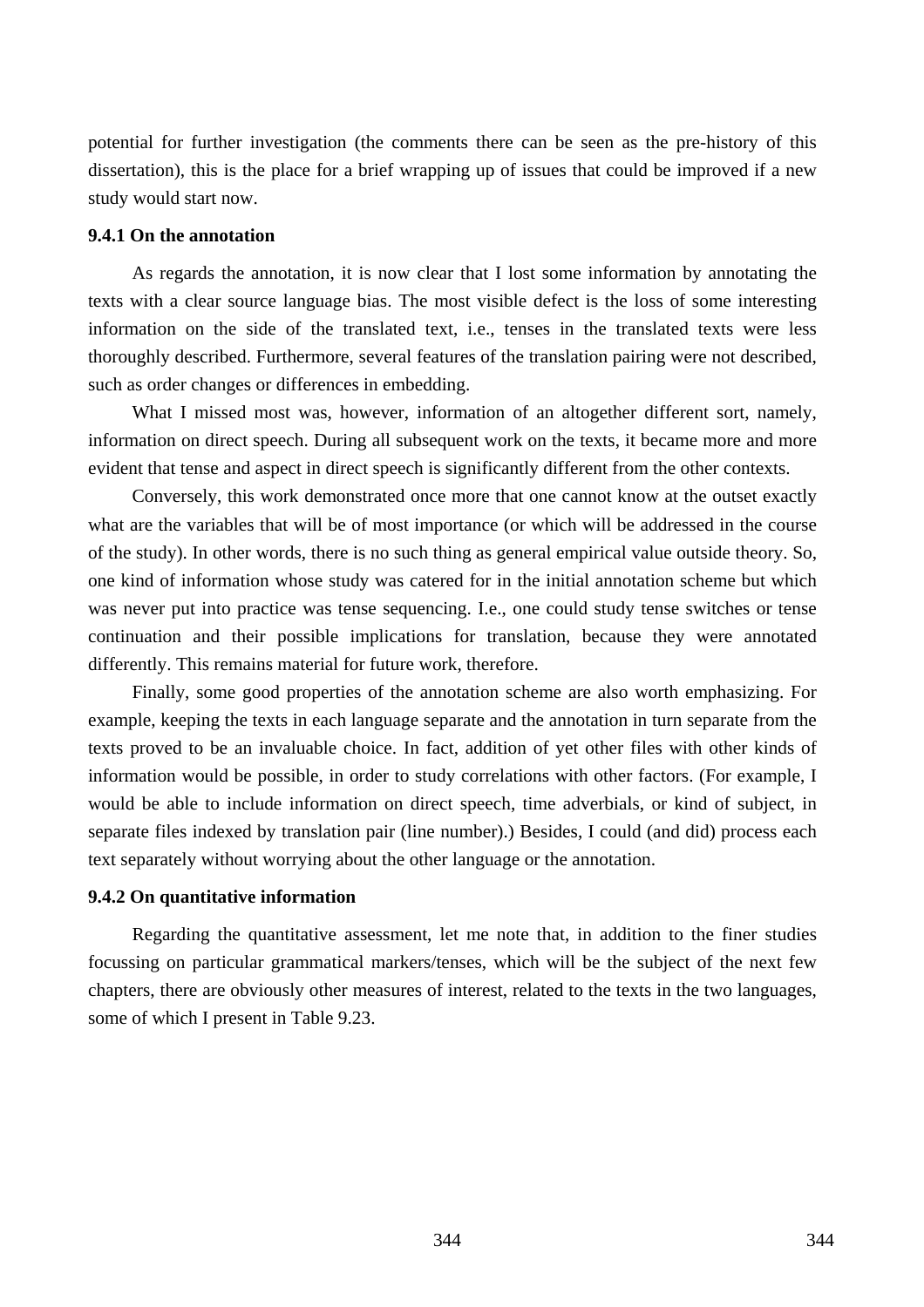potential for further investigation (the comments there can be seen as the pre-history of this dissertation), this is the place for a brief wrapping up of issues that could be improved if a new study would start now.

### 9.4.1 On the annotation

As regards the annotation, it is now clear that I lost some information by annotating the texts with a clear source language bias. The most visible defect is the loss of some interesting information on the side of the translated text, i.e., tenses in the translated texts were less thoroughly described. Furthermore, several features of the translation pairing were not described, such as order changes or differences in embedding.

What I missed most was, however, information of an altogether different sort, namely, information on direct speech. During all subsequent work on the texts, it became more and more evident that tense and aspect in direct speech is significantly different from the other contexts.

Conversely, this work demonstrated once more that one cannot know at the outset exactly what are the variables that will be of most importance (or which will be addressed in the course of the study). In other words, there is no such thing as general empirical value outside theory. So, one kind of information whose study was catered for in the initial annotation scheme but which was never put into practice was tense sequencing. I.e., one could study tense switches or tense continuation and their possible implications for translation, because they were annotated differently. This remains material for future work, therefore.

Finally, some good properties of the annotation scheme are also worth emphasizing. For example, keeping the texts in each language separate and the annotation in turn separate from the texts proved to be an invaluable choice. In fact, addition of yet other files with other kinds of information would be possible, in order to study correlations with other factors. (For example, I would be able to include information on direct speech, time adverbials, or kind of subject, in separate files indexed by translation pair (line number).) Besides, I could (and did) process each text separately without worrying about the other language or the annotation.

### 9.4.2 On quantitative information

Regarding the quantitative assessment, let me note that, in addition to the finer studies focussing on particular grammatical markers/tenses, which will be the subject of the next few chapters, there are obviously other measures of interest, related to the texts in the two languages, some of which I present in Table 9.23.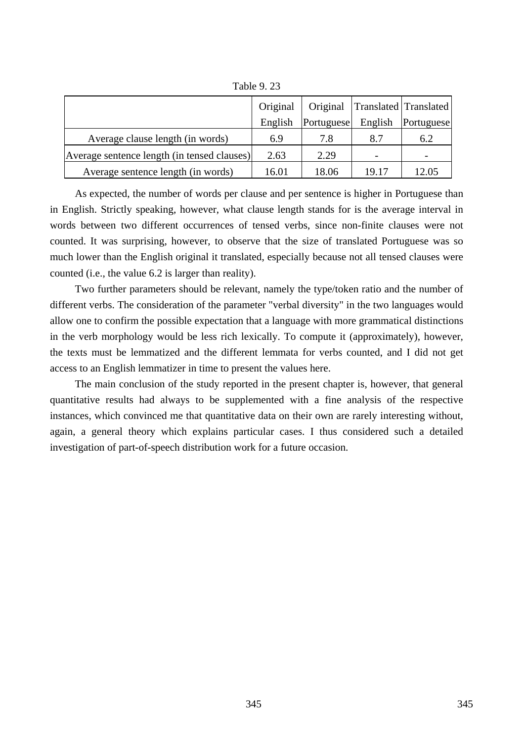Table 9. 23

| | Original English | Original Portuguese | Translated English | Translated Portuguese |
|---|---|---|---|---|
| Average clause length (in words) | 6.9 | 7.8 | 8.7 | 6.2 |
| Average sentence length (in tensed clauses) | 2.63 | 2.29 | - | - |
| Average sentence length (in words) | 16.01 | 18.06 | 19.17 | 12.05 |

As expected, the number of words per clause and per sentence is higher in Portuguese than in English. Strictly speaking, however, what clause length stands for is the average interval in words between two different occurrences of tensed verbs, since non-finite clauses were not counted. It was surprising, however, to observe that the size of translated Portuguese was so much lower than the English original it translated, especially because not all tensed clauses were counted (i.e., the value 6.2 is larger than reality).

Two further parameters should be relevant, namely the type/token ratio and the number of different verbs. The consideration of the parameter "verbal diversity" in the two languages would allow one to confirm the possible expectation that a language with more grammatical distinctions in the verb morphology would be less rich lexically. To compute it (approximately), however, the texts must be lemmatized and the different lemmata for verbs counted, and I did not get access to an English lemmatizer in time to present the values here.

The main conclusion of the study reported in the present chapter is, however, that general quantitative results had always to be supplemented with a fine analysis of the respective instances, which convinced me that quantitative data on their own are rarely interesting without, again, a general theory which explains particular cases. I thus considered such a detailed investigation of part-of-speech distribution work for a future occasion.